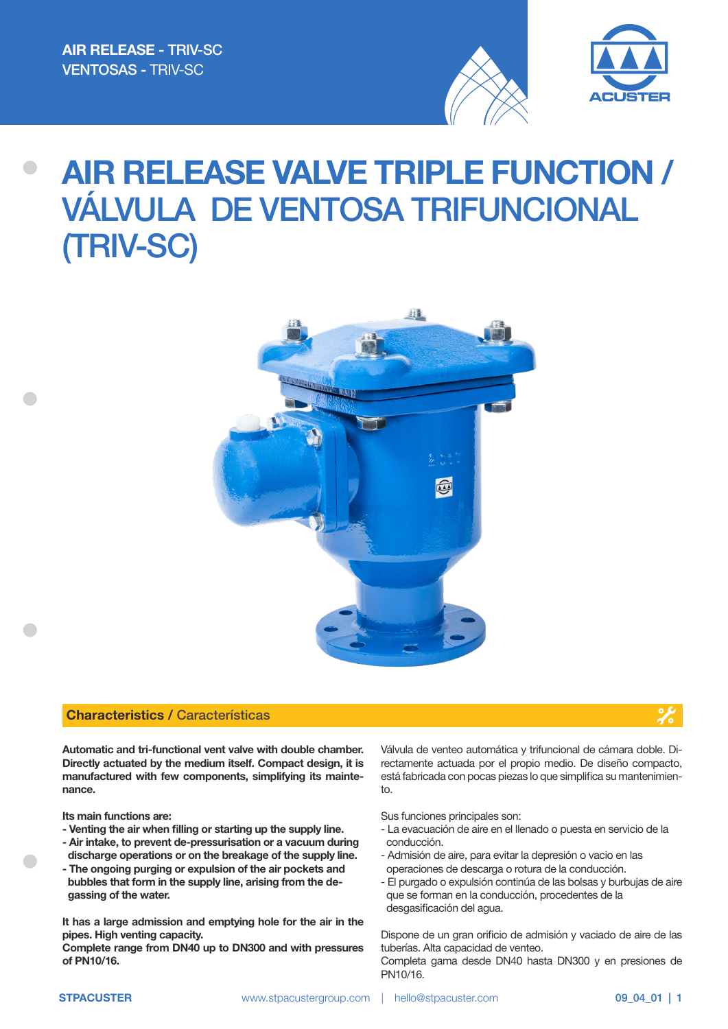AIR RELEASE - TRIV-SC
VENTOSAS - TRIV-SC

# AIR RELEASE VALVE TRIPLE FUNCTION / VÁLVULA DE VENTOSA TRIFUNCIONAL (TRIV-SC)

## Characteristics / Características

**Automatic and tri-functional vent valve with double chamber. Directly actuated by the medium itself. Compact design, it is manufactured with few components, simplifying its maintenance.**

**Its main functions are:**
- **Venting the air when filling or starting up the supply line.**
- **Air intake, to prevent de-pressurisation or a vacuum during discharge operations or on the breakage of the supply line.**
- **The ongoing purging or expulsion of the air pockets and bubbles that form in the supply line, arising from the degassing of the water.**

**It has a large admission and emptying hole for the air in the pipes. High venting capacity.**
**Complete range from DN40 up to DN300 and with pressures of PN10/16.**

Válvula de venteo automática y trifuncional de cámara doble. Directamente actuada por el propio medio. De diseño compacto, está fabricada con pocas piezas lo que simplifica su mantenimiento.

Sus funciones principales son:
- La evacuación de aire en el llenado o puesta en servicio de la conducción.
- Admisión de aire, para evitar la depresión o vacio en las operaciones de descarga o rotura de la conducción.
- El purgado o expulsión continúa de las bolsas y burbujas de aire que se forman en la conducción, procedentes de la desgasificación del agua.

Dispone de un gran orificio de admisión y vaciado de aire de las tuberías. Alta capacidad de venteo.
Completa gama desde DN40 hasta DN300 y en presiones de PN10/16.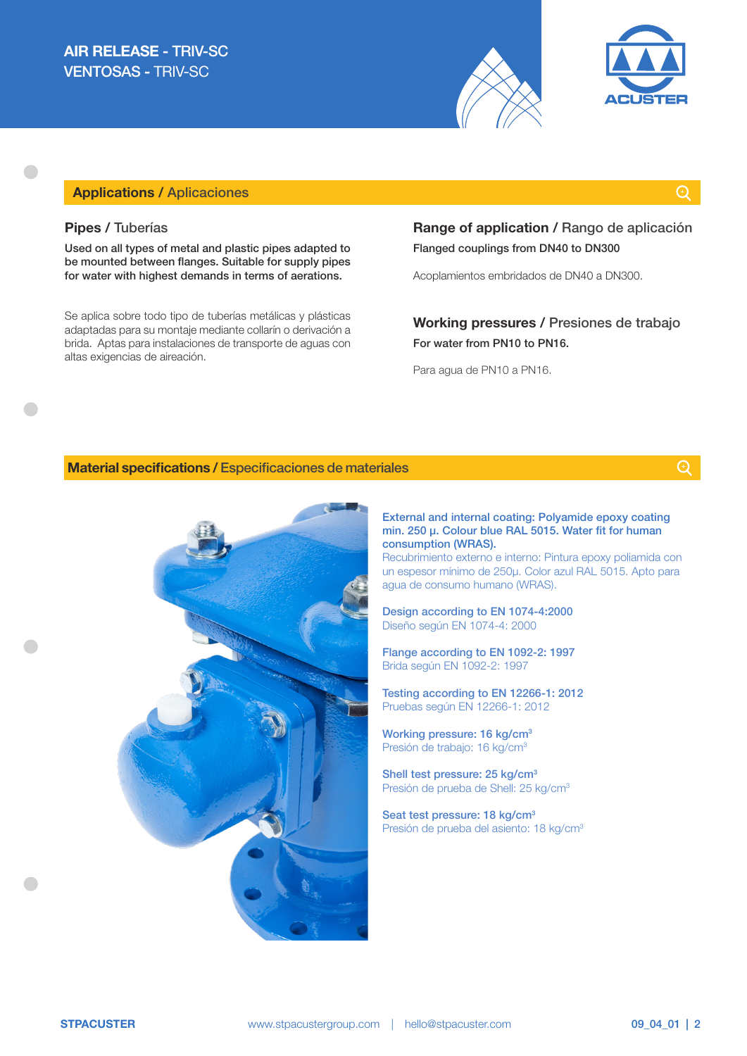**AIR RELEASE - TRIV-SC**
VENTOSAS - TRIV-SC

## Applications / Aplicaciones

### Pipes / Tuberías

**Used on all types of metal and plastic pipes adapted to be mounted between flanges. Suitable for supply pipes for water with highest demands in terms of aerations.**

Se aplica sobre todo tipo de tuberías metálicas y plásticas adaptadas para su montaje mediante collarín o derivación a brida. Aptas para instalaciones de transporte de aguas con altas exigencias de aireación.

### Range of application / Rango de aplicación

**Flanged couplings from DN40 to DN300**

Acoplamientos embridados de DN40 a DN300.

### Working pressures / Presiones de trabajo

**For water from PN10 to PN16.**

Para agua de PN10 a PN16.

## Material specifications / Especificaciones de materiales

**External and internal coating: Polyamide epoxy coating min. 250 µ. Colour blue RAL 5015. Water fit for human consumption (WRAS).**
Recubrimiento externo e interno: Pintura epoxy poliamida con un espesor mínimo de 250µ. Color azul RAL 5015. Apto para agua de consumo humano (WRAS).

**Design according to EN 1074-4:2000**
Diseño según EN 1074-4: 2000

**Flange according to EN 1092-2: 1997**
Brida según EN 1092-2: 1997

**Testing according to EN 12266-1: 2012**
Pruebas según EN 12266-1: 2012

**Working pressure: 16 kg/cm$^3$**
Presión de trabajo: 16 kg/cm$^3$

**Shell test pressure: 25 kg/cm$^3$**
Presión de prueba de Shell: 25 kg/cm$^3$

**Seat test pressure: 18 kg/cm$^3$**
Presión de prueba del asiento: 18 kg/cm$^3$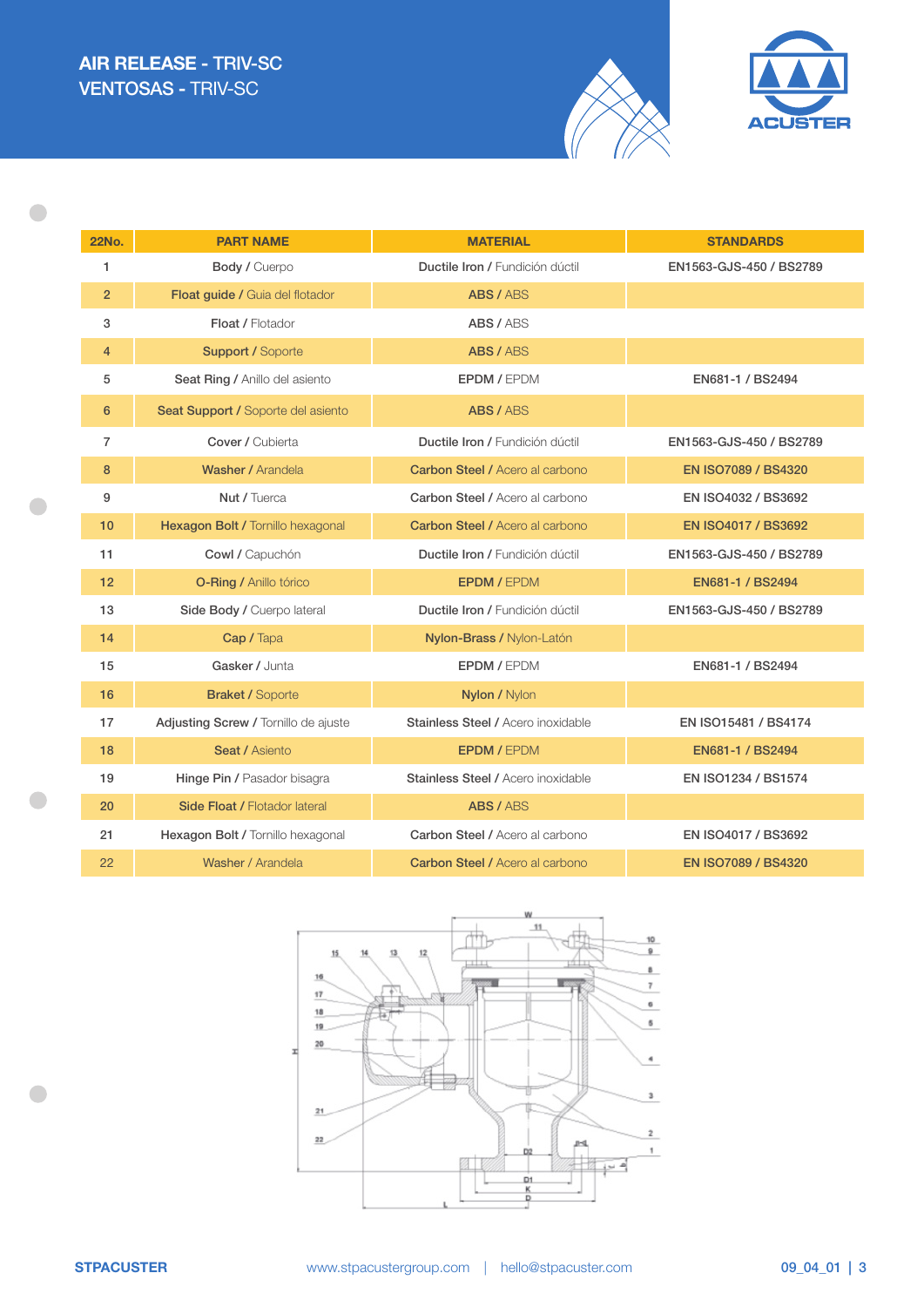# AIR RELEASE - TRIV-SC
## VENTOSAS - TRIV-SC

| 22No. | PART NAME | MATERIAL | STANDARDS |
|---|---|---|---|
| 1 | **Body** / Cuerpo | **Ductile Iron** / Fundición dúctil | **EN1563-GJS-450 / BS2789** |
| 2 | **Float guide** / Guia del flotador | **ABS** / ABS | |
| 3 | **Float** / Flotador | **ABS** / ABS | |
| 4 | **Support** / Soporte | **ABS** / ABS | |
| 5 | **Seat Ring** / Anillo del asiento | **EPDM** / EPDM | **EN681-1 / BS2494** |
| 6 | **Seat Support** / Soporte del asiento | **ABS** / ABS | |
| 7 | **Cover** / Cubierta | **Ductile Iron** / Fundición dúctil | **EN1563-GJS-450 / BS2789** |
| 8 | **Washer** / Arandela | **Carbon Steel** / Acero al carbono | **EN ISO7089 / BS4320** |
| 9 | **Nut** / Tuerca | **Carbon Steel** / Acero al carbono | **EN ISO4032 / BS3692** |
| 10 | **Hexagon Bolt** / Tornillo hexagonal | **Carbon Steel** / Acero al carbono | **EN ISO4017 / BS3692** |
| 11 | **Cowl** / Capuchón | **Ductile Iron** / Fundición dúctil | **EN1563-GJS-450 / BS2789** |
| 12 | **O-Ring** / Anillo tórico | **EPDM** / EPDM | **EN681-1 / BS2494** |
| 13 | **Side Body** / Cuerpo lateral | **Ductile Iron** / Fundición dúctil | **EN1563-GJS-450 / BS2789** |
| 14 | **Cap** / Tapa | **Nylon-Brass** / Nylon-Latón | |
| 15 | **Gasker** / Junta | **EPDM** / EPDM | **EN681-1 / BS2494** |
| 16 | **Braket** / Soporte | **Nylon** / Nylon | |
| 17 | **Adjusting Screw** / Tornillo de ajuste | **Stainless Steel** / Acero inoxidable | **EN ISO15481 / BS4174** |
| 18 | **Seat** / Asiento | **EPDM** / EPDM | **EN681-1 / BS2494** |
| 19 | **Hinge Pin** / Pasador bisagra | **Stainless Steel** / Acero inoxidable | **EN ISO1234 / BS1574** |
| 20 | **Side Float** / Flotador lateral | **ABS** / ABS | |
| 21 | **Hexagon Bolt** / Tornillo hexagonal | **Carbon Steel** / Acero al carbono | **EN ISO4017 / BS3692** |
| 22 | **Washer** / Arandela | **Carbon Steel** / Acero al carbono | **EN ISO7089 / BS4320** |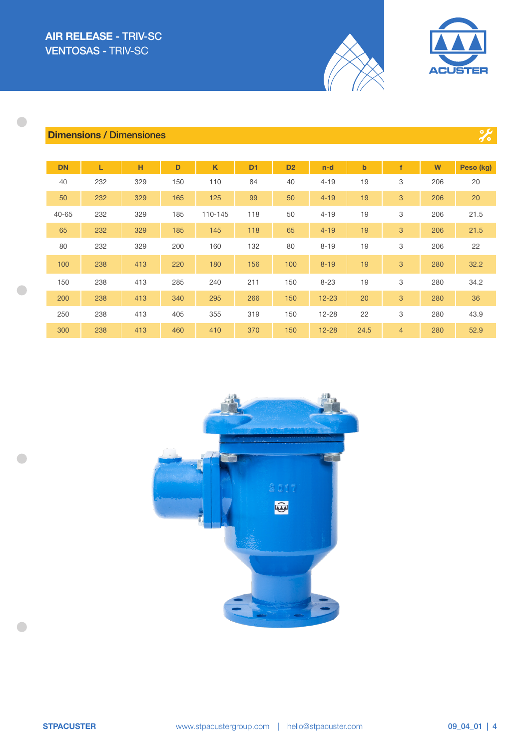# AIR RELEASE - TRIV-SC
# VENTOSAS - TRIV-SC

## Dimensions / Dimensiones

| DN | L | H | D | K | D1 | D2 | n-d | b | f | W | Peso (kg) |
|---|---|---|---|---|---|---|---|---|---|---|---|
| 40 | 232 | 329 | 150 | 110 | 84 | 40 | 4-19 | 19 | 3 | 206 | 20 |
| 50 | 232 | 329 | 165 | 125 | 99 | 50 | 4-19 | 19 | 3 | 206 | 20 |
| 40-65 | 232 | 329 | 185 | 110-145 | 118 | 50 | 4-19 | 19 | 3 | 206 | 21.5 |
| 65 | 232 | 329 | 185 | 145 | 118 | 65 | 4-19 | 19 | 3 | 206 | 21.5 |
| 80 | 232 | 329 | 200 | 160 | 132 | 80 | 8-19 | 19 | 3 | 206 | 22 |
| 100 | 238 | 413 | 220 | 180 | 156 | 100 | 8-19 | 19 | 3 | 280 | 32.2 |
| 150 | 238 | 413 | 285 | 240 | 211 | 150 | 8-23 | 19 | 3 | 280 | 34.2 |
| 200 | 238 | 413 | 340 | 295 | 266 | 150 | 12-23 | 20 | 3 | 280 | 36 |
| 250 | 238 | 413 | 405 | 355 | 319 | 150 | 12-28 | 22 | 3 | 280 | 43.9 |
| 300 | 238 | 413 | 460 | 410 | 370 | 150 | 12-28 | 24.5 | 4 | 280 | 52.9 |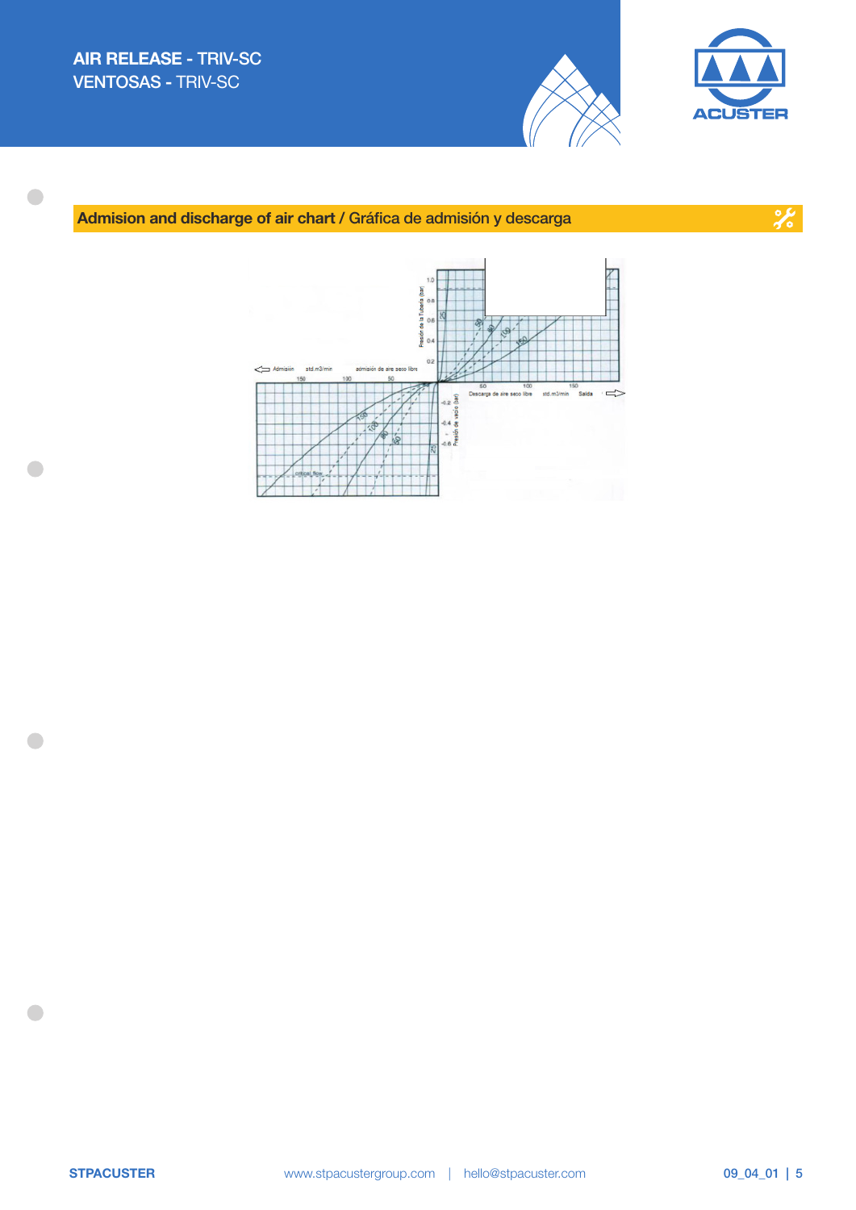## Admision and discharge of air chart / Gráfica de admisión y descarga

Presión de la Tubería (bar)

1.0
0.8
0.6
0.4
0.2

25
50
80
100
150

Admisión std.m3/min admisión de aire seco libre

150 100 50

Descarga de aire seco libre std.m3/min Salida

50 100 150

Presión de vacío (bar)

-0.2
-0.4
-0.6

150
100
80
50
25

critical flow